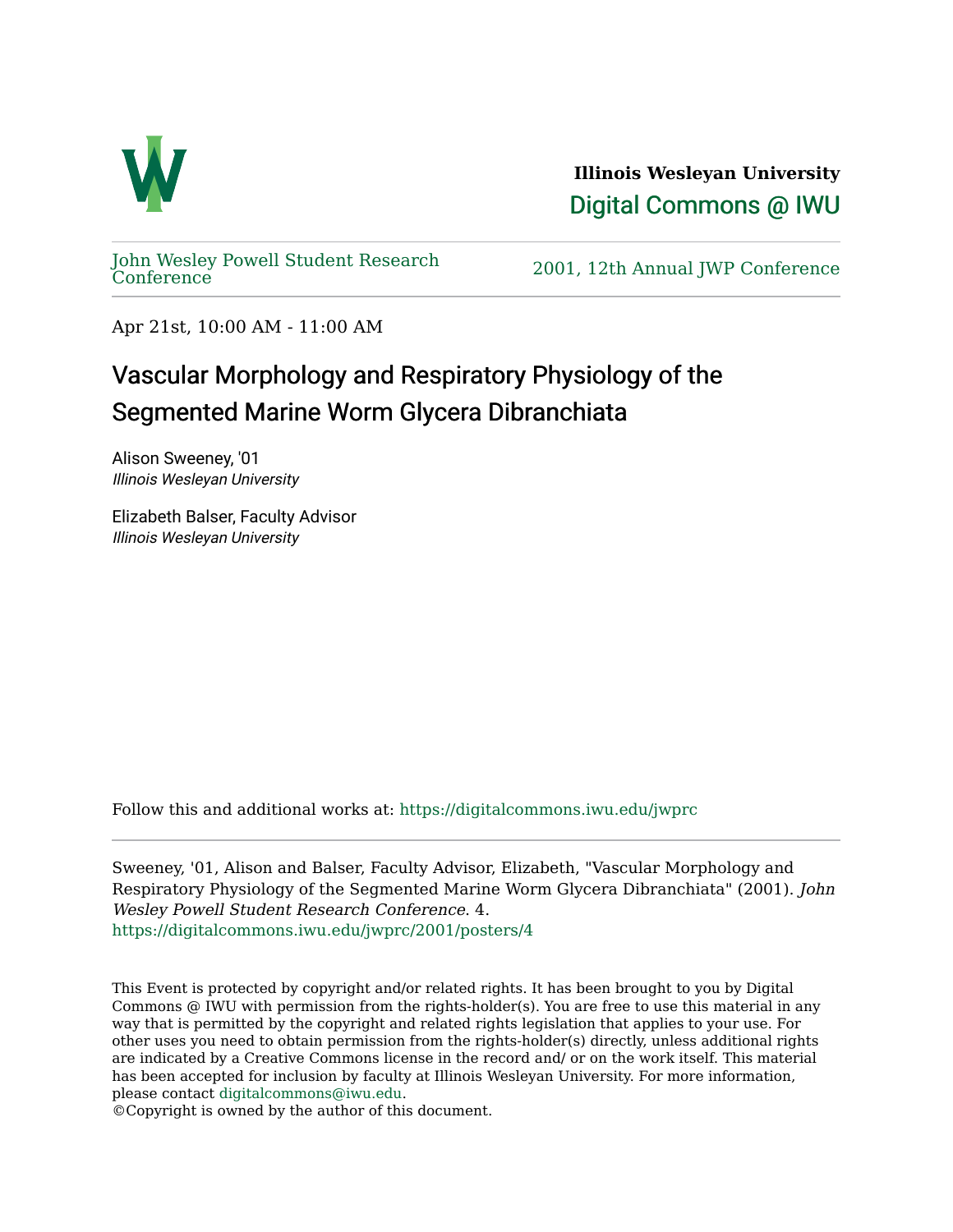**Illinois Wesleyan University**
Digital Commons @ IWU

John Wesley Powell Student Research Conference | 2001, 12th Annual JWP Conference

Apr 21st, 10:00 AM - 11:00 AM

# Vascular Morphology and Respiratory Physiology of the Segmented Marine Worm Glycera Dibranchiata

Alison Sweeney, '01
*Illinois Wesleyan University*

Elizabeth Balser, Faculty Advisor
*Illinois Wesleyan University*

Follow this and additional works at: https://digitalcommons.iwu.edu/jwprc

Sweeney, '01, Alison and Balser, Faculty Advisor, Elizabeth, "Vascular Morphology and Respiratory Physiology of the Segmented Marine Worm Glycera Dibranchiata" (2001). *John Wesley Powell Student Research Conference*. 4.
https://digitalcommons.iwu.edu/jwprc/2001/posters/4

This Event is protected by copyright and/or related rights. It has been brought to you by Digital Commons @ IWU with permission from the rights-holder(s). You are free to use this material in any way that is permitted by the copyright and related rights legislation that applies to your use. For other uses you need to obtain permission from the rights-holder(s) directly, unless additional rights are indicated by a Creative Commons license in the record and/ or on the work itself. This material has been accepted for inclusion by faculty at Illinois Wesleyan University. For more information, please contact digitalcommons@iwu.edu.
©Copyright is owned by the author of this document.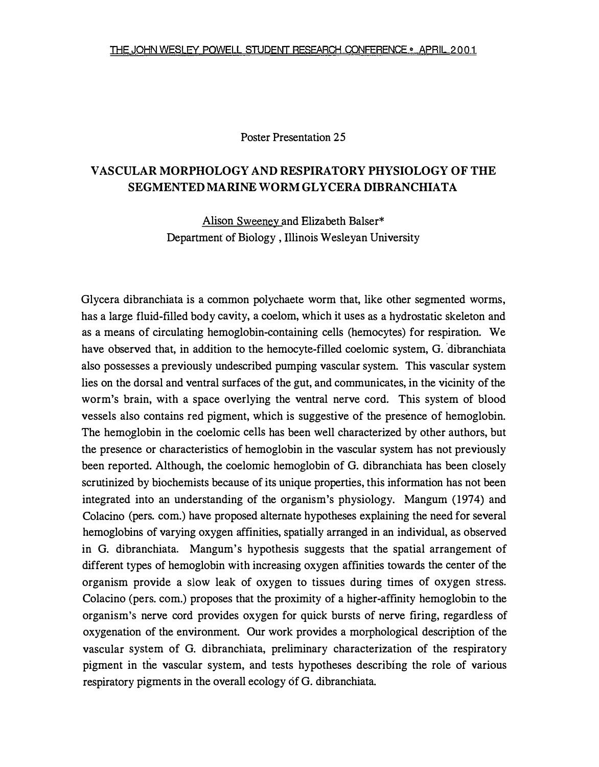Poster Presentation 25

# VASCULAR MORPHOLOGY AND RESPIRATORY PHYSIOLOGY OF THE SEGMENTED MARINE WORM GLYCERA DIBRANCHIATA

Alison Sweeney and Elizabeth Balser*
Department of Biology, Illinois Wesleyan University

Glycera dibranchiata is a common polychaete worm that, like other segmented worms, has a large fluid-filled body cavity, a coelom, which it uses as a hydrostatic skeleton and as a means of circulating hemoglobin-containing cells (hemocytes) for respiration. We have observed that, in addition to the hemocyte-filled coelomic system, G. dibranchiata also possesses a previously undescribed pumping vascular system. This vascular system lies on the dorsal and ventral surfaces of the gut, and communicates, in the vicinity of the worm's brain, with a space overlying the ventral nerve cord. This system of blood vessels also contains red pigment, which is suggestive of the presence of hemoglobin. The hemoglobin in the coelomic cells has been well characterized by other authors, but the presence or characteristics of hemoglobin in the vascular system has not previously been reported. Although, the coelomic hemoglobin of G. dibranchiata has been closely scrutinized by biochemists because of its unique properties, this information has not been integrated into an understanding of the organism's physiology. Mangum (1974) and Colacino (pers. com.) have proposed alternate hypotheses explaining the need for several hemoglobins of varying oxygen affinities, spatially arranged in an individual, as observed in G. dibranchiata. Mangum's hypothesis suggests that the spatial arrangement of different types of hemoglobin with increasing oxygen affinities towards the center of the organism provide a slow leak of oxygen to tissues during times of oxygen stress. Colacino (pers. com.) proposes that the proximity of a higher-affinity hemoglobin to the organism's nerve cord provides oxygen for quick bursts of nerve firing, regardless of oxygenation of the environment. Our work provides a morphological description of the vascular system of G. dibranchiata, preliminary characterization of the respiratory pigment in the vascular system, and tests hypotheses describing the role of various respiratory pigments in the overall ecology of G. dibranchiata.